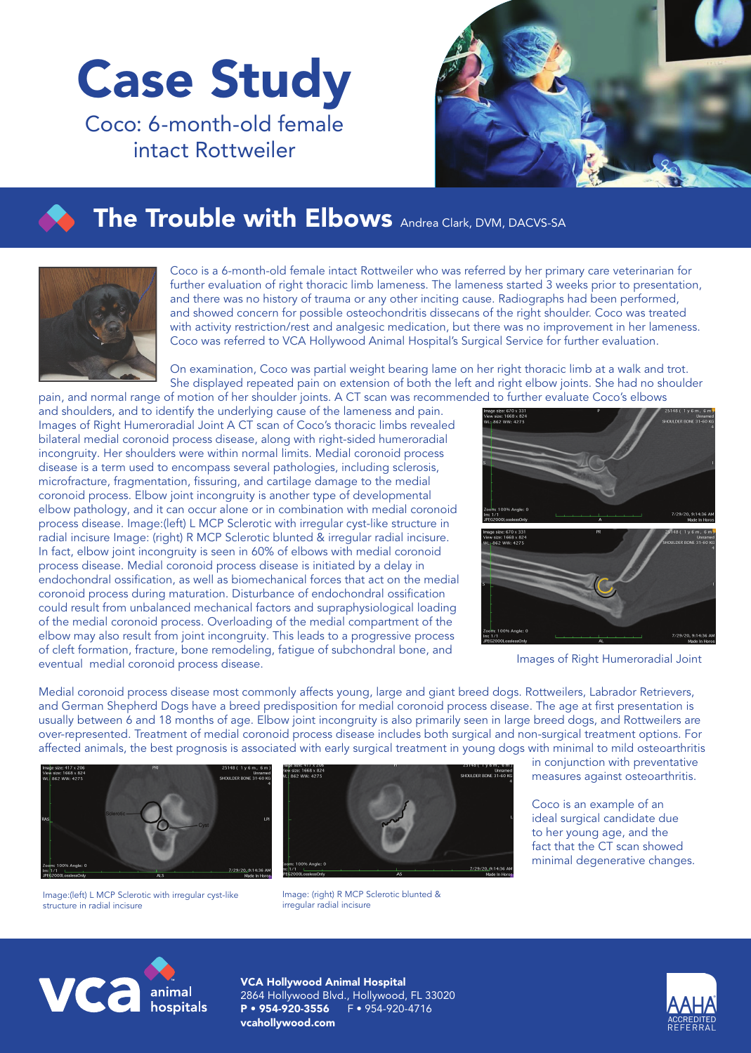# Case Study

Coco: 6-month-old female intact Rottweiler

## The Trouble with Elbows

Andrea Clark, DVM, DACVS-SA

Coco is a 6-month-old female intact Rottweiler who was referred by her primary care veterinarian for further evaluation of right thoracic limb lameness. The lameness started 3 weeks prior to presentation, and there was no history of trauma or any other inciting cause. Radiographs had been performed, and showed concern for possible osteochondritis dissecans of the right shoulder. Coco was treated with activity restriction/rest and analgesic medication, but there was no improvement in her lameness. Coco was referred to VCA Hollywood Animal Hospital's Surgical Service for further evaluation.

On examination, Coco was partial weight bearing lame on her right thoracic limb at a walk and trot. She displayed repeated pain on extension of both the left and right elbow joints. She had no shoulder pain, and normal range of motion of her shoulder joints. A CT scan was recommended to further evaluate Coco's elbows and shoulders, and to identify the underlying cause of the lameness and pain. A CT scan of Coco's thoracic limbs revealed bilateral medial coronoid process disease, along with right-sided humeroradial incongruity. Her shoulders were within normal limits. Medial coronoid process disease is a term used to encompass several pathologies, including sclerosis, microfracture, fragmentation, fissuring, and cartilage damage to the medial coronoid process. Elbow joint incongruity is another type of developmental elbow pathology, and it can occur alone or in combination with medial coronoid process disease. In fact, elbow joint incongruity is seen in 60% of elbows with medial coronoid process disease. Medial coronoid process disease is initiated by a delay in endochondral ossification, as well as biomechanical forces that act on the medial coronoid process during maturation. Disturbance of endochondral ossification could result from unbalanced mechanical factors and supraphysiological loading of the medial coronoid process. Overloading of the medial compartment of the elbow may also result from joint incongruity. This leads to a progressive process of cleft formation, fracture, bone remodeling, fatigue of subchondral bone, and eventual medial coronoid process disease.

Images of Right Humeroradial Joint

Medial coronoid process disease most commonly affects young, large and giant breed dogs. Rottweilers, Labrador Retrievers, and German Shepherd Dogs have a breed predisposition for medial coronoid process disease. The age at first presentation is usually between 6 and 18 months of age. Elbow joint incongruity is also primarily seen in large breed dogs, and Rottweilers are over-represented. Treatment of medial coronoid process disease includes both surgical and non-surgical treatment options. For affected animals, the best prognosis is associated with early surgical treatment in young dogs with minimal to mild osteoarthritis in conjunction with preventative measures against osteoarthritis.

Coco is an example of an ideal surgical candidate due to her young age, and the fact that the CT scan showed minimal degenerative changes.

Image:(left) L MCP Sclerotic with irregular cyst-like structure in radial incisure

Image: (right) R MCP Sclerotic blunted & irregular radial incisure

**VCA Hollywood Animal Hospital**
2864 Hollywood Blvd., Hollywood, FL 33020
**P • 954-920-3556** F • 954-920-4716
**vcahollywood.com**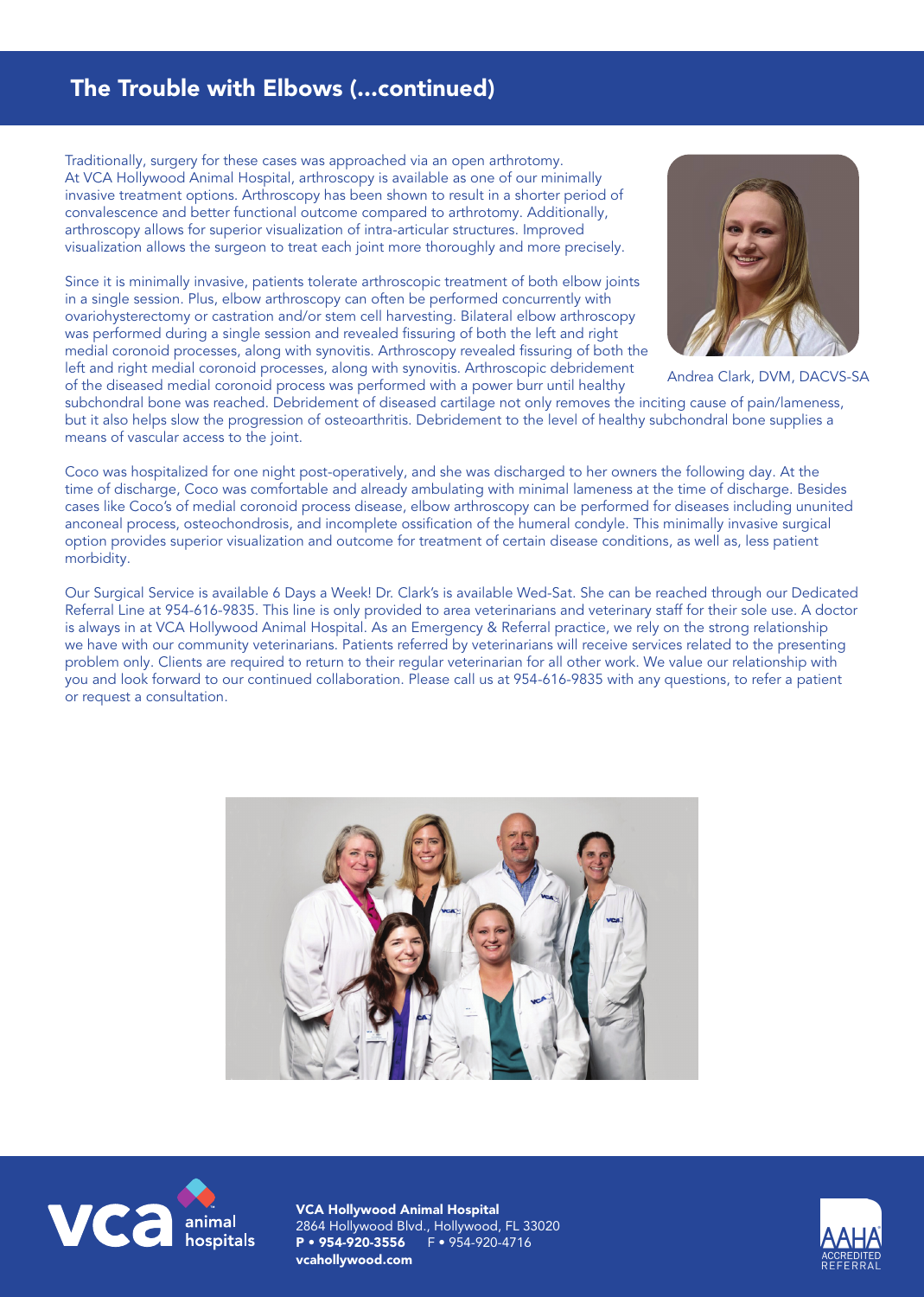## The Trouble with Elbows (...continued)

Traditionally, surgery for these cases was approached via an open arthrotomy. At VCA Hollywood Animal Hospital, arthroscopy is available as one of our minimally invasive treatment options. Arthroscopy has been shown to result in a shorter period of convalescence and better functional outcome compared to arthrotomy. Additionally, arthroscopy allows for superior visualization of intra-articular structures. Improved visualization allows the surgeon to treat each joint more thoroughly and more precisely.

Since it is minimally invasive, patients tolerate arthroscopic treatment of both elbow joints in a single session. Plus, elbow arthroscopy can often be performed concurrently with ovariohysterectomy or castration and/or stem cell harvesting. Bilateral elbow arthroscopy was performed during a single session and revealed fissuring of both the left and right medial coronoid processes, along with synovitis. Arthroscopy revealed fissuring of both the left and right medial coronoid processes, along with synovitis. Arthroscopic debridement of the diseased medial coronoid process was performed with a power burr until healthy subchondral bone was reached. Debridement of diseased cartilage not only removes the inciting cause of pain/lameness, but it also helps slow the progression of osteoarthritis. Debridement to the level of healthy subchondral bone supplies a means of vascular access to the joint.

Andrea Clark, DVM, DACVS-SA

Coco was hospitalized for one night post-operatively, and she was discharged to her owners the following day. At the time of discharge, Coco was comfortable and already ambulating with minimal lameness at the time of discharge. Besides cases like Coco's of medial coronoid process disease, elbow arthroscopy can be performed for diseases including ununited anconeal process, osteochondrosis, and incomplete ossification of the humeral condyle. This minimally invasive surgical option provides superior visualization and outcome for treatment of certain disease conditions, as well as, less patient morbidity.

Our Surgical Service is available 6 Days a Week! Dr. Clark's is available Wed-Sat. She can be reached through our Dedicated Referral Line at 954-616-9835. This line is only provided to area veterinarians and veterinary staff for their sole use. A doctor is always in at VCA Hollywood Animal Hospital. As an Emergency & Referral practice, we rely on the strong relationship we have with our community veterinarians. Patients referred by veterinarians will receive services related to the presenting problem only. Clients are required to return to their regular veterinarian for all other work. We value our relationship with you and look forward to our continued collaboration. Please call us at 954-616-9835 with any questions, to refer a patient or request a consultation.

vca animal hospitals

**VCA Hollywood Animal Hospital**
2864 Hollywood Blvd., Hollywood, FL 33020
**P • 954-920-3556** F • 954-920-4716
**vcahollywood.com**

AAHA ACCREDITED REFERRAL